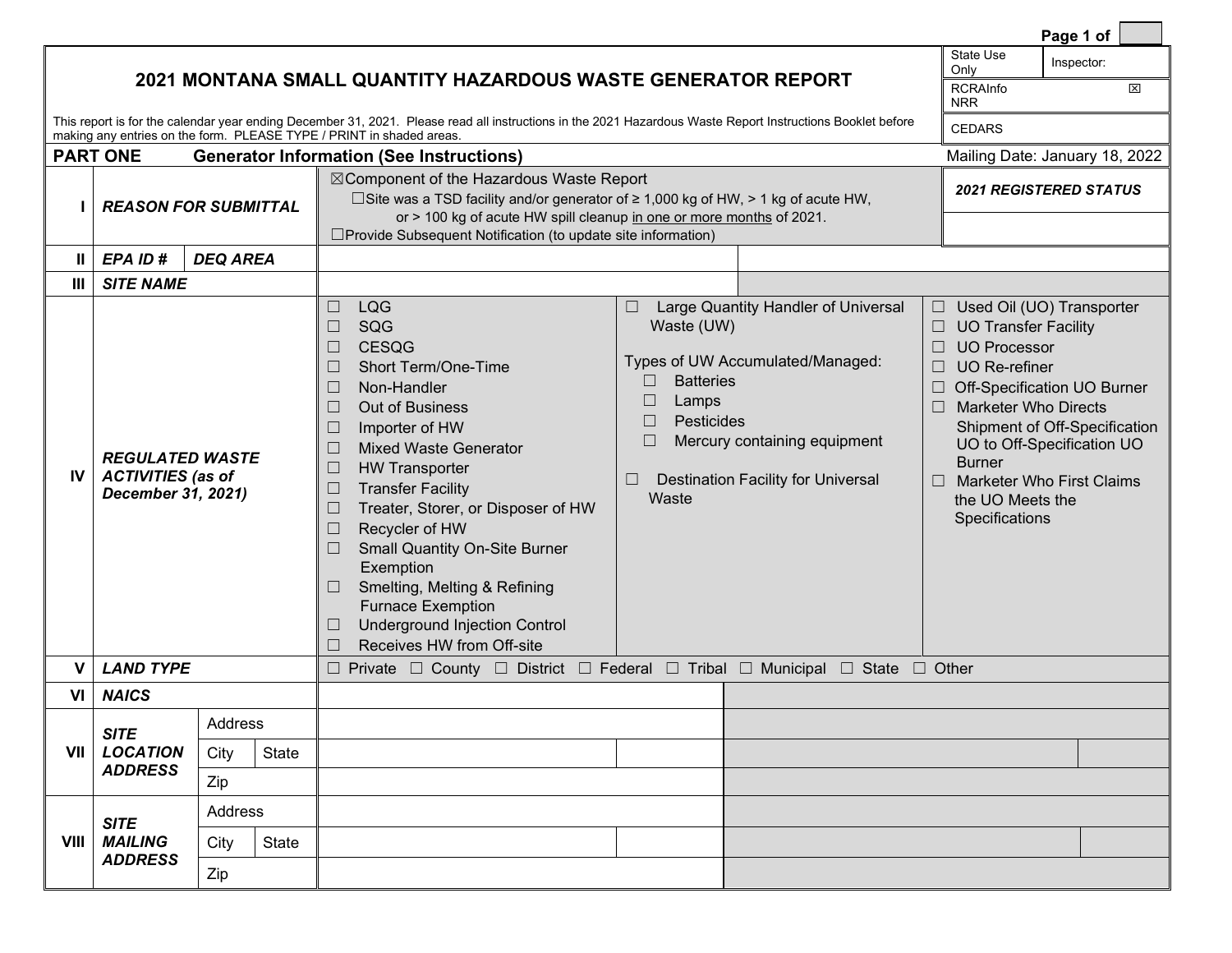Page 1 of

| State Use Only | Inspector: |
|---|---|
| RCRAInfo NRR | ☒ |
| CEDARS | |

# 2021 MONTANA SMALL QUANTITY HAZARDOUS WASTE GENERATOR REPORT

This report is for the calendar year ending December 31, 2021. Please read all instructions in the 2021 Hazardous Waste Report Instructions Booklet before making any entries on the form. PLEASE TYPE / PRINT in shaded areas.

## PART ONE Generator Information (See Instructions)

Mailing Date: January 18, 2022

| | | | | | |
|---|---|---|---|---|---|
| I | ***REASON FOR SUBMITTAL*** | | ☒Component of the Hazardous Waste Report<br>☐Site was a TSD facility and/or generator of ≥ 1,000 kg of HW, > 1 kg of acute HW, or > 100 kg of acute HW spill cleanup in one or more months of 2021.<br>☐Provide Subsequent Notification (to update site information) | | ***2021 REGISTERED STATUS*** |
| II | ***EPA ID #*** | ***DEQ AREA*** | | | |
| III | ***SITE NAME*** | | | | |
| IV | ***REGULATED WASTE ACTIVITIES (as of December 31, 2021)*** | | ☐ LQG<br>☐ SQG<br>☐ CESQG<br>☐ Short Term/One-Time<br>☐ Non-Handler<br>☐ Out of Business<br>☐ Importer of HW<br>☐ Mixed Waste Generator<br>☐ HW Transporter<br>☐ Transfer Facility<br>☐ Treater, Storer, or Disposer of HW<br>☐ Recycler of HW<br>☐ Small Quantity On-Site Burner Exemption<br>☐ Smelting, Melting & Refining Furnace Exemption<br>☐ Underground Injection Control<br>☐ Receives HW from Off-site | ☐ Large Quantity Handler of Universal Waste (UW)<br><br>Types of UW Accumulated/Managed:<br>☐ Batteries<br>☐ Lamps<br>☐ Pesticides<br>☐ Mercury containing equipment<br><br>☐ Destination Facility for Universal Waste | ☐ Used Oil (UO) Transporter<br>☐ UO Transfer Facility<br>☐ UO Processor<br>☐ UO Re-refiner<br>☐ Off-Specification UO Burner<br>☐ Marketer Who Directs Shipment of Off-Specification UO to Off-Specification UO Burner<br>☐ Marketer Who First Claims the UO Meets the Specifications |
| V | ***LAND TYPE*** | | ☐ Private ☐ County ☐ District ☐ Federal ☐ Tribal ☐ Municipal ☐ State ☐ Other | | |
| VI | ***NAICS*** | | | | |
| VII | ***SITE LOCATION ADDRESS*** | Address | | | |
| | | City / State | | | |
| | | Zip | | | |
| VIII | ***SITE MAILING ADDRESS*** | Address | | | |
| | | City / State | | | |
| | | Zip | | | |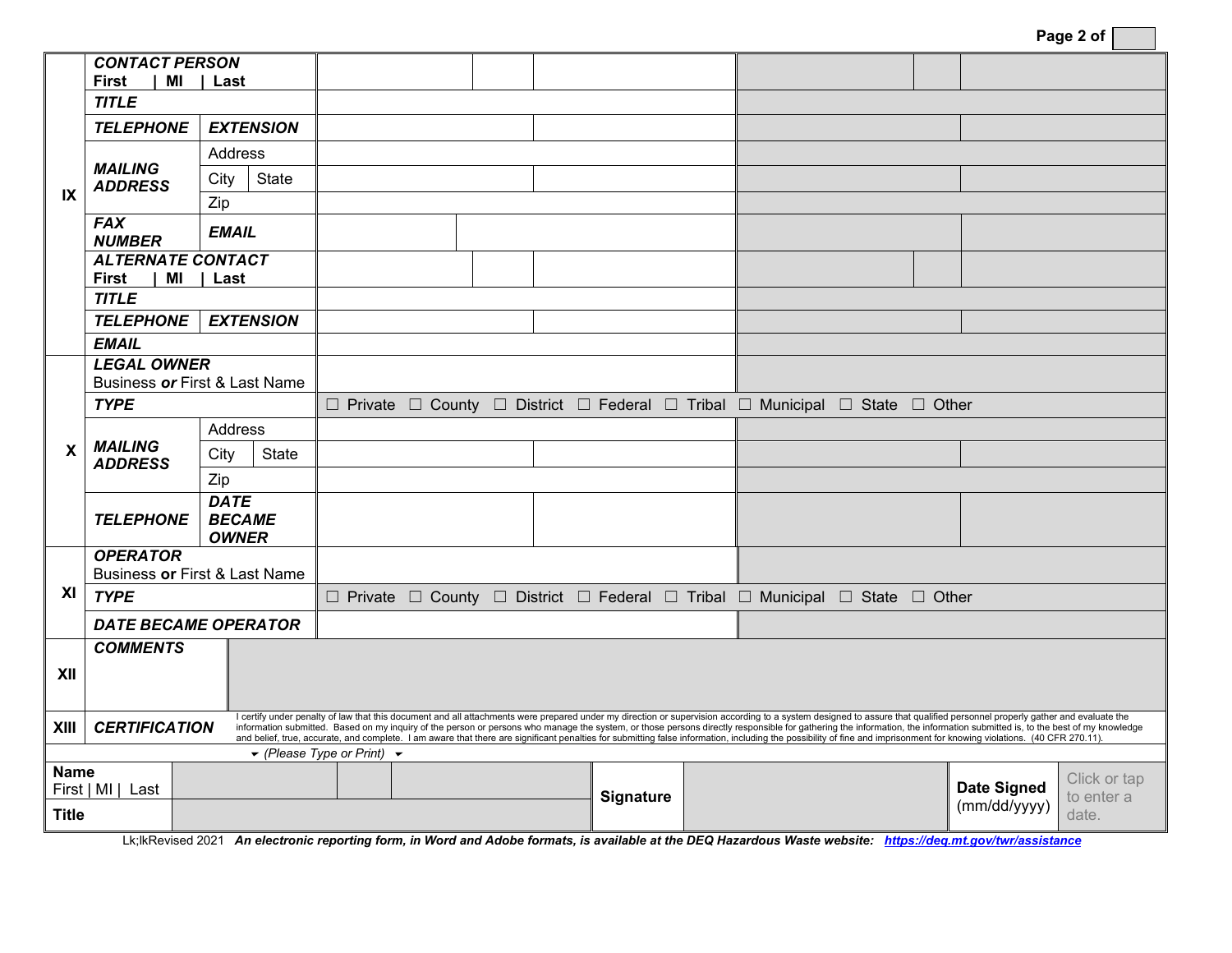| | | | | | |
|---|---|---|---|---|---|
| IX | ***CONTACT PERSON*** **First \| MI \| Last** | | | | |
| | ***TITLE*** | | | | |
| | ***TELEPHONE*** | ***EXTENSION*** | | | |
| | ***MAILING ADDRESS*** | Address | | | |
| | | City \| State | | | |
| | | Zip | | | |
| | ***FAX NUMBER*** | ***EMAIL*** | | | |
| | ***ALTERNATE CONTACT*** **First \| MI \| Last** | | | | |
| | ***TITLE*** | | | | |
| | ***TELEPHONE*** | ***EXTENSION*** | | | |
| | ***EMAIL*** | | | | |
| X | ***LEGAL OWNER*** Business ***or*** First & Last Name | | | | |
| | ***TYPE*** | | ☐ Private ☐ County ☐ District ☐ Federal ☐ Tribal ☐ Municipal ☐ State ☐ Other | | |
| | ***MAILING ADDRESS*** | Address | | | |
| | | City \| State | | | |
| | | Zip | | | |
| | ***TELEPHONE*** | ***DATE BECAME OWNER*** | | | |
| XI | ***OPERATOR*** Business **or** First & Last Name | | | | |
| | ***TYPE*** | | ☐ Private ☐ County ☐ District ☐ Federal ☐ Tribal ☐ Municipal ☐ State ☐ Other | | |
| | ***DATE BECAME OPERATOR*** | | | | |
| XII | ***COMMENTS*** | | | | |
| XIII | ***CERTIFICATION*** | I certify under penalty of law that this document and all attachments were prepared under my direction or supervision according to a system designed to assure that qualified personnel properly gather and evaluate the information submitted. Based on my inquiry of the person or persons who manage the system, or those persons directly responsible for gathering the information, the information submitted is, to the best of my knowledge and belief, true, accurate, and complete. I am aware that there are significant penalties for submitting false information, including the possibility of fine and imprisonment for knowing violations. (40 CFR 270.11). | | | |

*(Please Type or Print)*

| | | | | | |
|---|---|---|---|---|---|
| **Name** First \| MI \| Last | | **Signature** | | **Date Signed** (mm/dd/yyyy) | Click or tap to enter a date. |
| **Title** | | | | | |

Lk;lkRevised 2021 ***An electronic reporting form, in Word and Adobe formats, is available at the DEQ Hazardous Waste website: https://deq.mt.gov/twr/assistance***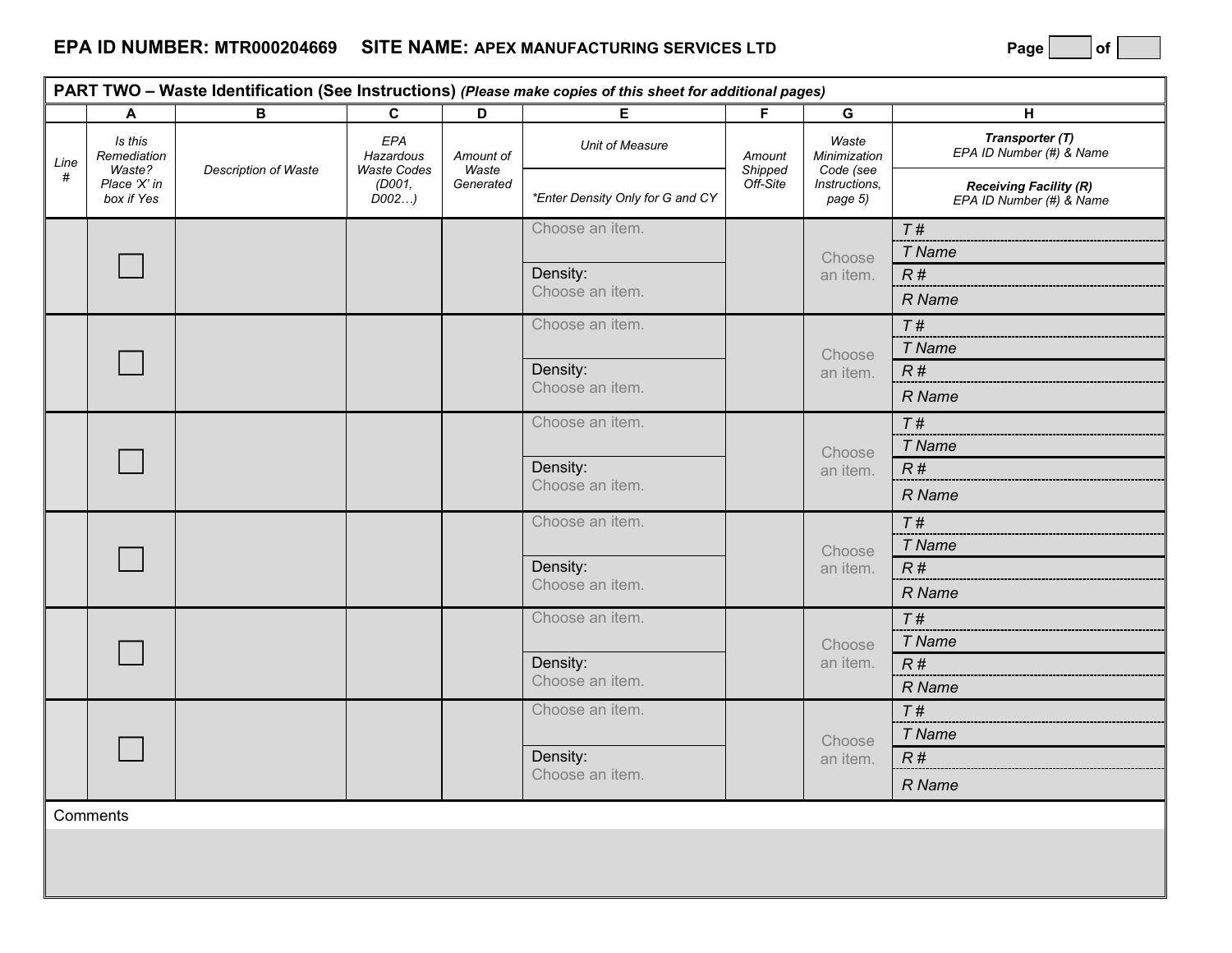**EPA ID NUMBER:** MTR000204669 **SITE NAME:** APEX MANUFACTURING SERVICES LTD

Page ____ of ____

## PART TWO – Waste Identification (See Instructions) *(Please make copies of this sheet for additional pages)*

| | A | B | C | D | E | F | G | H |
|---|---|---|---|---|---|---|---|---|
| *Line #* | *Is this Remediation Waste? Place 'X' in box if Yes* | *Description of Waste* | *EPA Hazardous Waste Codes (D001, D002…)* | *Amount of Waste Generated* | *Unit of Measure* / *\*Enter Density Only for G and CY* | *Amount Shipped Off-Site* | *Waste Minimization Code (see Instructions, page 5)* | ***Transporter (T)*** *EPA ID Number (#) & Name* / ***Receiving Facility (R)*** *EPA ID Number (#) & Name* |
| | ☐ | | | | Choose an item. / Density: Choose an item. | | Choose an item. | *T #* / *T Name* / *R #* / *R Name* |
| | ☐ | | | | Choose an item. / Density: Choose an item. | | Choose an item. | *T #* / *T Name* / *R #* / *R Name* |
| | ☐ | | | | Choose an item. / Density: Choose an item. | | Choose an item. | *T #* / *T Name* / *R #* / *R Name* |
| | ☐ | | | | Choose an item. / Density: Choose an item. | | Choose an item. | *T #* / *T Name* / *R #* / *R Name* |
| | ☐ | | | | Choose an item. / Density: Choose an item. | | Choose an item. | *T #* / *T Name* / *R #* / *R Name* |
| | ☐ | | | | Choose an item. / Density: Choose an item. | | Choose an item. | *T #* / *T Name* / *R #* / *R Name* |

Comments